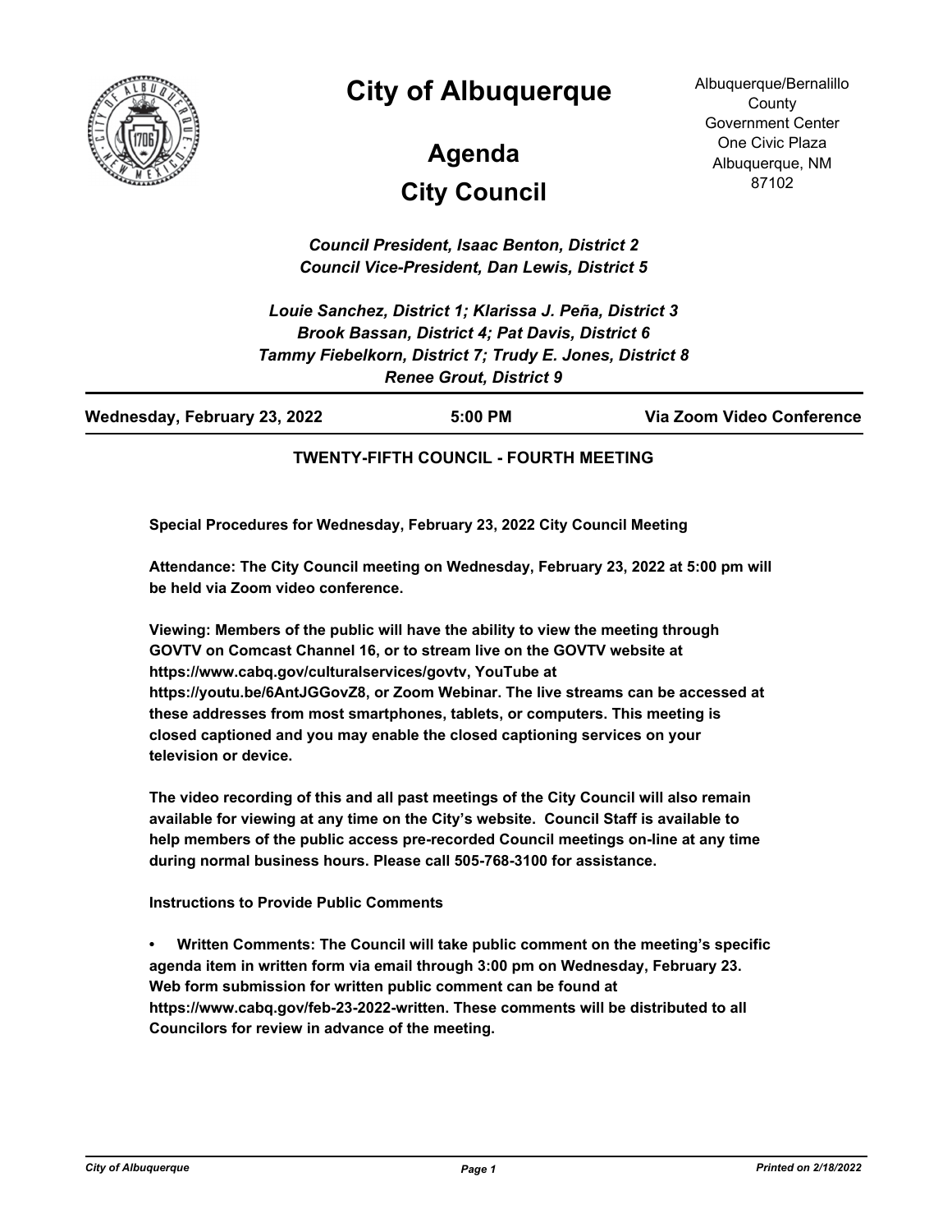# City of Albuquerque

Albuquerque/Bernalillo County Government Center
One Civic Plaza
Albuquerque, NM 87102

## Agenda

## City Council

*Council President, Isaac Benton, District 2*
*Council Vice-President, Dan Lewis, District 5*

*Louie Sanchez, District 1; Klarissa J. Peña, District 3*
*Brook Bassan, District 4; Pat Davis, District 6*
*Tammy Fiebelkorn, District 7; Trudy E. Jones, District 8*
*Renee Grout, District 9*

**Wednesday, February 23, 2022** **5:00 PM** **Via Zoom Video Conference**

**TWENTY-FIFTH COUNCIL - FOURTH MEETING**

**Special Procedures for Wednesday, February 23, 2022 City Council Meeting**

**Attendance: The City Council meeting on Wednesday, February 23, 2022 at 5:00 pm will be held via Zoom video conference.**

**Viewing: Members of the public will have the ability to view the meeting through GOVTV on Comcast Channel 16, or to stream live on the GOVTV website at https://www.cabq.gov/culturalservices/govtv, YouTube at https://youtu.be/6AntJGGovZ8, or Zoom Webinar. The live streams can be accessed at these addresses from most smartphones, tablets, or computers. This meeting is closed captioned and you may enable the closed captioning services on your television or device.**

**The video recording of this and all past meetings of the City Council will also remain available for viewing at any time on the City's website. Council Staff is available to help members of the public access pre-recorded Council meetings on-line at any time during normal business hours. Please call 505-768-3100 for assistance.**

**Instructions to Provide Public Comments**

- **Written Comments: The Council will take public comment on the meeting's specific agenda item in written form via email through 3:00 pm on Wednesday, February 23. Web form submission for written public comment can be found at https://www.cabq.gov/feb-23-2022-written. These comments will be distributed to all Councilors for review in advance of the meeting.**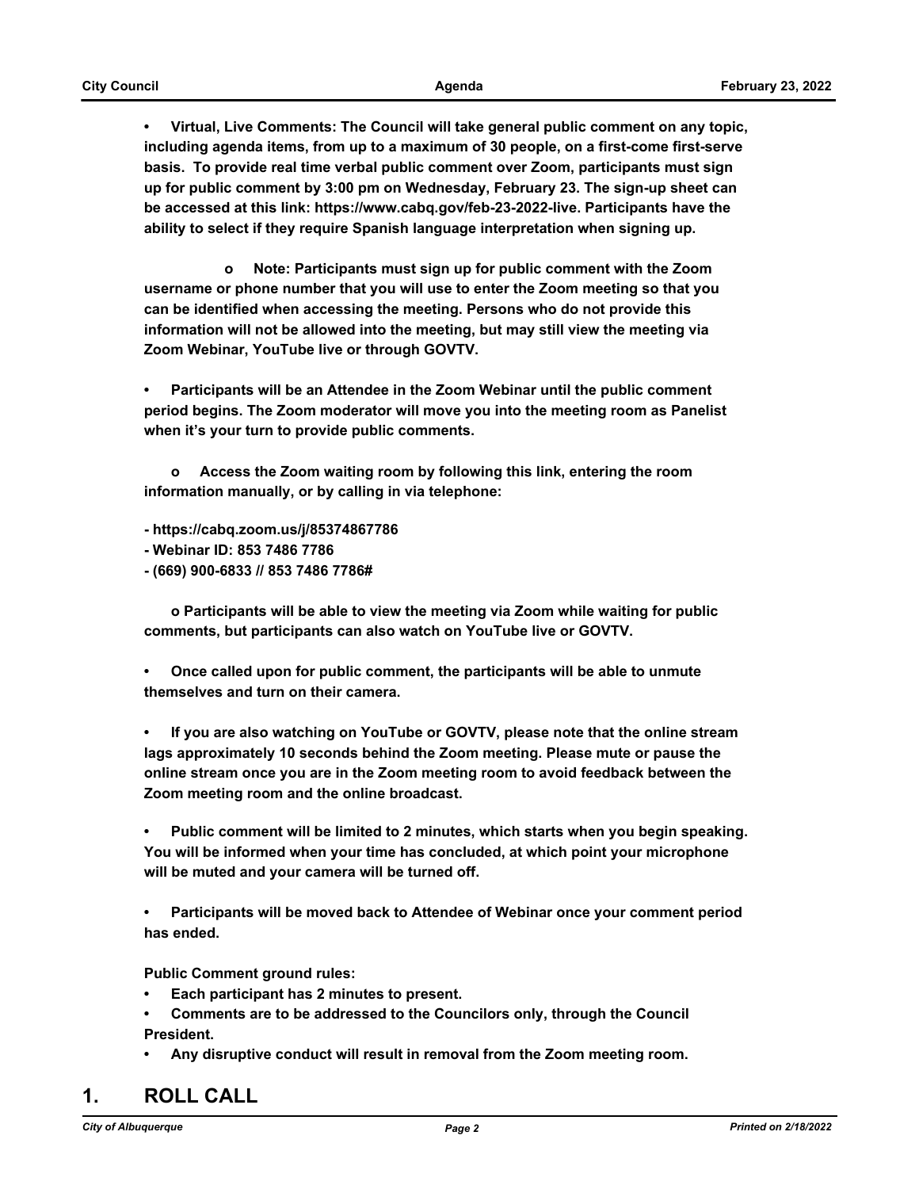**• Virtual, Live Comments: The Council will take general public comment on any topic, including agenda items, from up to a maximum of 30 people, on a first-come first-serve basis. To provide real time verbal public comment over Zoom, participants must sign up for public comment by 3:00 pm on Wednesday, February 23. The sign-up sheet can be accessed at this link: https://www.cabq.gov/feb-23-2022-live. Participants have the ability to select if they require Spanish language interpretation when signing up.**

**o Note: Participants must sign up for public comment with the Zoom username or phone number that you will use to enter the Zoom meeting so that you can be identified when accessing the meeting. Persons who do not provide this information will not be allowed into the meeting, but may still view the meeting via Zoom Webinar, YouTube live or through GOVTV.**

**• Participants will be an Attendee in the Zoom Webinar until the public comment period begins. The Zoom moderator will move you into the meeting room as Panelist when it's your turn to provide public comments.**

**o Access the Zoom waiting room by following this link, entering the room information manually, or by calling in via telephone:**

**- https://cabq.zoom.us/j/85374867786**
**- Webinar ID: 853 7486 7786**
**- (669) 900-6833 // 853 7486 7786#**

**o Participants will be able to view the meeting via Zoom while waiting for public comments, but participants can also watch on YouTube live or GOVTV.**

**• Once called upon for public comment, the participants will be able to unmute themselves and turn on their camera.**

**• If you are also watching on YouTube or GOVTV, please note that the online stream lags approximately 10 seconds behind the Zoom meeting. Please mute or pause the online stream once you are in the Zoom meeting room to avoid feedback between the Zoom meeting room and the online broadcast.**

**• Public comment will be limited to 2 minutes, which starts when you begin speaking. You will be informed when your time has concluded, at which point your microphone will be muted and your camera will be turned off.**

**• Participants will be moved back to Attendee of Webinar once your comment period has ended.**

**Public Comment ground rules:**

- **Each participant has 2 minutes to present.**
- **Comments are to be addressed to the Councilors only, through the Council President.**
- **Any disruptive conduct will result in removal from the Zoom meeting room.**

# 1. ROLL CALL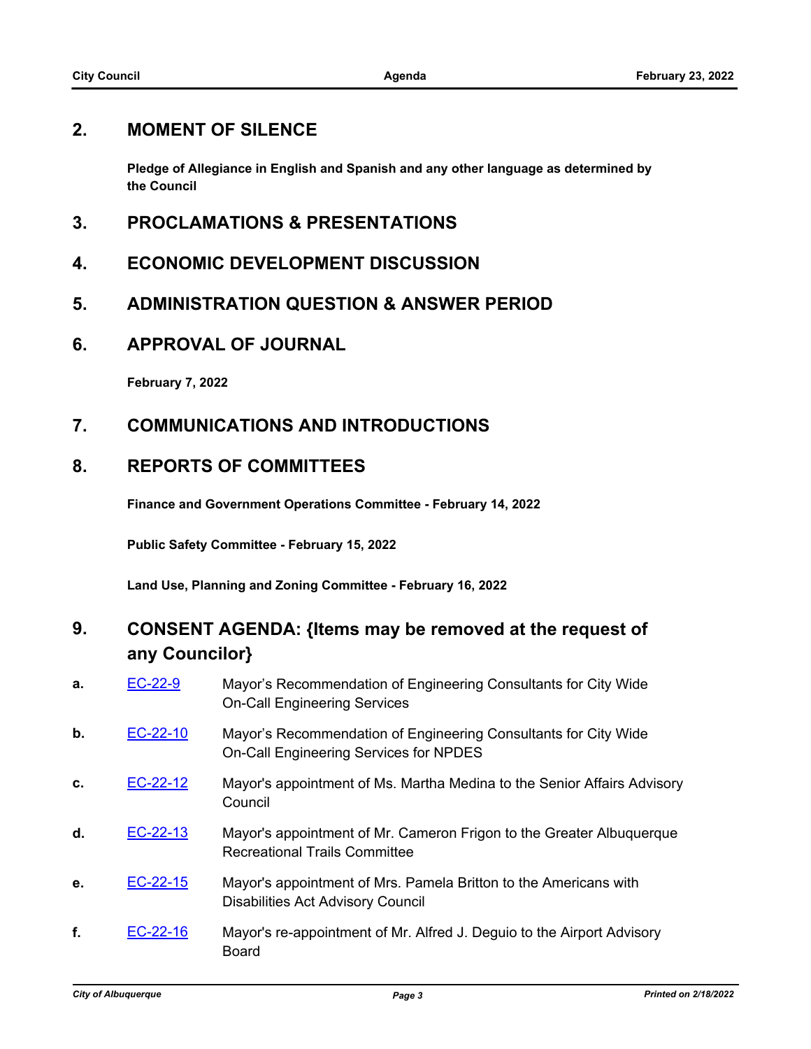## 2. MOMENT OF SILENCE

**Pledge of Allegiance in English and Spanish and any other language as determined by the Council**

## 3. PROCLAMATIONS & PRESENTATIONS

## 4. ECONOMIC DEVELOPMENT DISCUSSION

## 5. ADMINISTRATION QUESTION & ANSWER PERIOD

## 6. APPROVAL OF JOURNAL

**February 7, 2022**

## 7. COMMUNICATIONS AND INTRODUCTIONS

## 8. REPORTS OF COMMITTEES

**Finance and Government Operations Committee - February 14, 2022**

**Public Safety Committee - February 15, 2022**

**Land Use, Planning and Zoning Committee - February 16, 2022**

## 9. CONSENT AGENDA: {Items may be removed at the request of any Councilor}

**a.** EC-22-9 Mayor's Recommendation of Engineering Consultants for City Wide On-Call Engineering Services

**b.** EC-22-10 Mayor's Recommendation of Engineering Consultants for City Wide On-Call Engineering Services for NPDES

**c.** EC-22-12 Mayor's appointment of Ms. Martha Medina to the Senior Affairs Advisory Council

**d.** EC-22-13 Mayor's appointment of Mr. Cameron Frigon to the Greater Albuquerque Recreational Trails Committee

**e.** EC-22-15 Mayor's appointment of Mrs. Pamela Britton to the Americans with Disabilities Act Advisory Council

**f.** EC-22-16 Mayor's re-appointment of Mr. Alfred J. Deguio to the Airport Advisory Board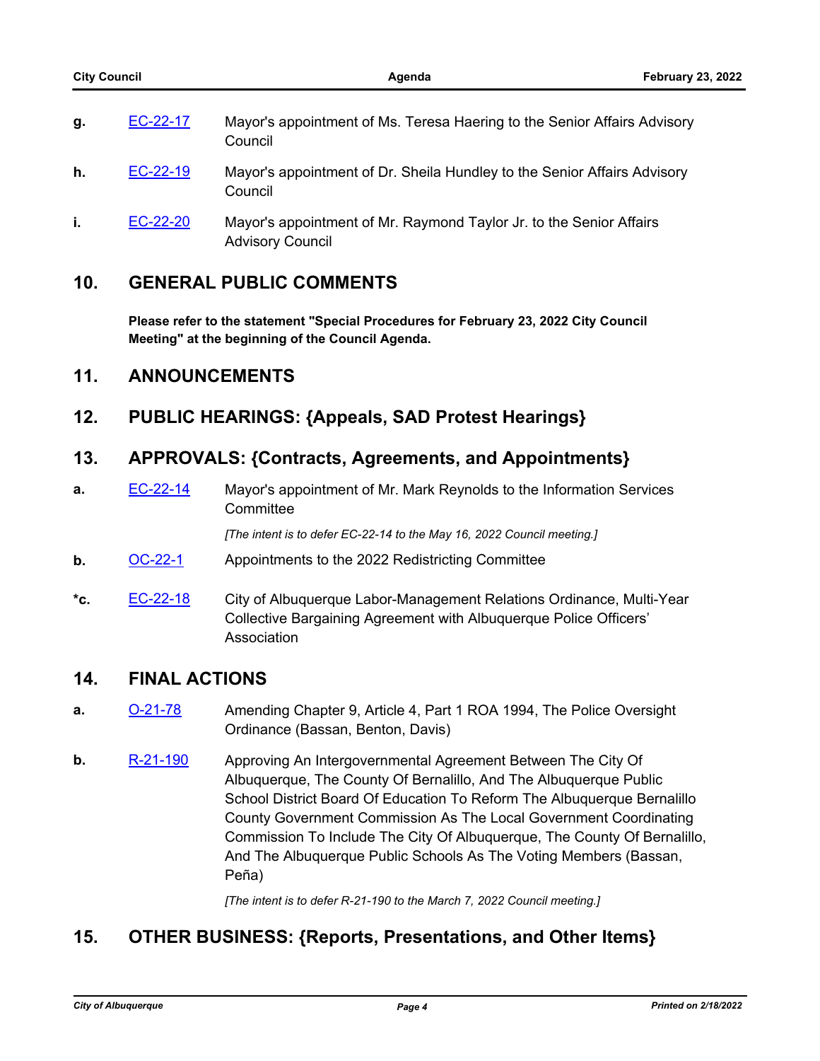**g.** EC-22-17 Mayor's appointment of Ms. Teresa Haering to the Senior Affairs Advisory Council

**h.** EC-22-19 Mayor's appointment of Dr. Sheila Hundley to the Senior Affairs Advisory Council

**i.** EC-22-20 Mayor's appointment of Mr. Raymond Taylor Jr. to the Senior Affairs Advisory Council

## 10. GENERAL PUBLIC COMMENTS

**Please refer to the statement "Special Procedures for February 23, 2022 City Council Meeting" at the beginning of the Council Agenda.**

## 11. ANNOUNCEMENTS

## 12. PUBLIC HEARINGS: {Appeals, SAD Protest Hearings}

## 13. APPROVALS: {Contracts, Agreements, and Appointments}

**a.** EC-22-14 Mayor's appointment of Mr. Mark Reynolds to the Information Services Committee

*[The intent is to defer EC-22-14 to the May 16, 2022 Council meeting.]*

**b.** OC-22-1 Appointments to the 2022 Redistricting Committee

**\*c.** EC-22-18 City of Albuquerque Labor-Management Relations Ordinance, Multi-Year Collective Bargaining Agreement with Albuquerque Police Officers' Association

## 14. FINAL ACTIONS

**a.** O-21-78 Amending Chapter 9, Article 4, Part 1 ROA 1994, The Police Oversight Ordinance (Bassan, Benton, Davis)

**b.** R-21-190 Approving An Intergovernmental Agreement Between The City Of Albuquerque, The County Of Bernalillo, And The Albuquerque Public School District Board Of Education To Reform The Albuquerque Bernalillo County Government Commission As The Local Government Coordinating Commission To Include The City Of Albuquerque, The County Of Bernalillo, And The Albuquerque Public Schools As The Voting Members (Bassan, Peña)

*[The intent is to defer R-21-190 to the March 7, 2022 Council meeting.]*

## 15. OTHER BUSINESS: {Reports, Presentations, and Other Items}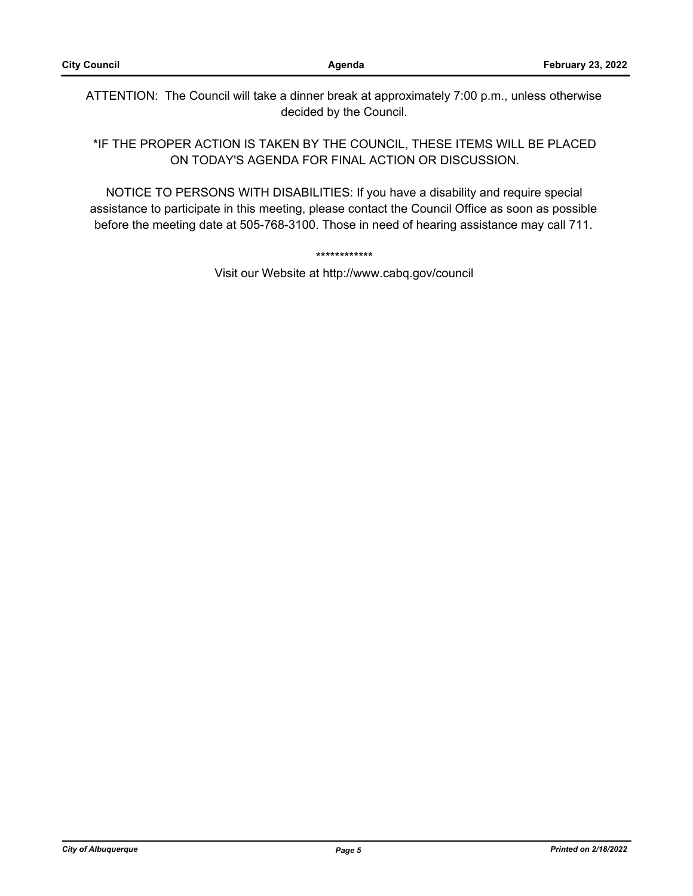ATTENTION: The Council will take a dinner break at approximately 7:00 p.m., unless otherwise decided by the Council.

*IF THE PROPER ACTION IS TAKEN BY THE COUNCIL, THESE ITEMS WILL BE PLACED ON TODAY'S AGENDA FOR FINAL ACTION OR DISCUSSION.

NOTICE TO PERSONS WITH DISABILITIES: If you have a disability and require special assistance to participate in this meeting, please contact the Council Office as soon as possible before the meeting date at 505-768-3100. Those in need of hearing assistance may call 711.

************

Visit our Website at http://www.cabq.gov/council